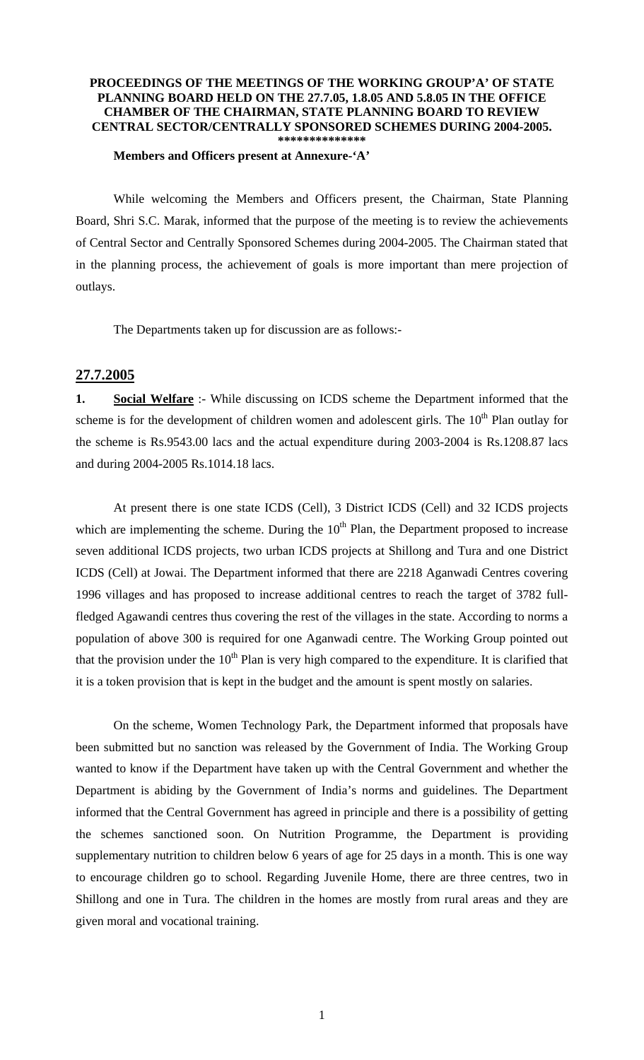**PROCEEDINGS OF THE MEETINGS OF THE WORKING GROUP'A' OF STATE PLANNING BOARD HELD ON THE 27.7.05, 1.8.05 AND 5.8.05 IN THE OFFICE CHAMBER OF THE CHAIRMAN, STATE PLANNING BOARD TO REVIEW CENTRAL SECTOR/CENTRALLY SPONSORED SCHEMES DURING 2004-2005.**

**\*\*\*\*\*\*\*\*\*\*\*\*\*\***

**Members and Officers present at Annexure-'A'**

While welcoming the Members and Officers present, the Chairman, State Planning Board, Shri S.C. Marak, informed that the purpose of the meeting is to review the achievements of Central Sector and Centrally Sponsored Schemes during 2004-2005. The Chairman stated that in the planning process, the achievement of goals is more important than mere projection of outlays.

The Departments taken up for discussion are as follows:-

## 27.7.2005

**1. Social Welfare** :- While discussing on ICDS scheme the Department informed that the scheme is for the development of children women and adolescent girls. The 10th Plan outlay for the scheme is Rs.9543.00 lacs and the actual expenditure during 2003-2004 is Rs.1208.87 lacs and during 2004-2005 Rs.1014.18 lacs.

At present there is one state ICDS (Cell), 3 District ICDS (Cell) and 32 ICDS projects which are implementing the scheme. During the 10th Plan, the Department proposed to increase seven additional ICDS projects, two urban ICDS projects at Shillong and Tura and one District ICDS (Cell) at Jowai. The Department informed that there are 2218 Aganwadi Centres covering 1996 villages and has proposed to increase additional centres to reach the target of 3782 full-fledged Agawandi centres thus covering the rest of the villages in the state. According to norms a population of above 300 is required for one Aganwadi centre. The Working Group pointed out that the provision under the 10th Plan is very high compared to the expenditure. It is clarified that it is a token provision that is kept in the budget and the amount is spent mostly on salaries.

On the scheme, Women Technology Park, the Department informed that proposals have been submitted but no sanction was released by the Government of India. The Working Group wanted to know if the Department have taken up with the Central Government and whether the Department is abiding by the Government of India's norms and guidelines. The Department informed that the Central Government has agreed in principle and there is a possibility of getting the schemes sanctioned soon. On Nutrition Programme, the Department is providing supplementary nutrition to children below 6 years of age for 25 days in a month. This is one way to encourage children go to school. Regarding Juvenile Home, there are three centres, two in Shillong and one in Tura. The children in the homes are mostly from rural areas and they are given moral and vocational training.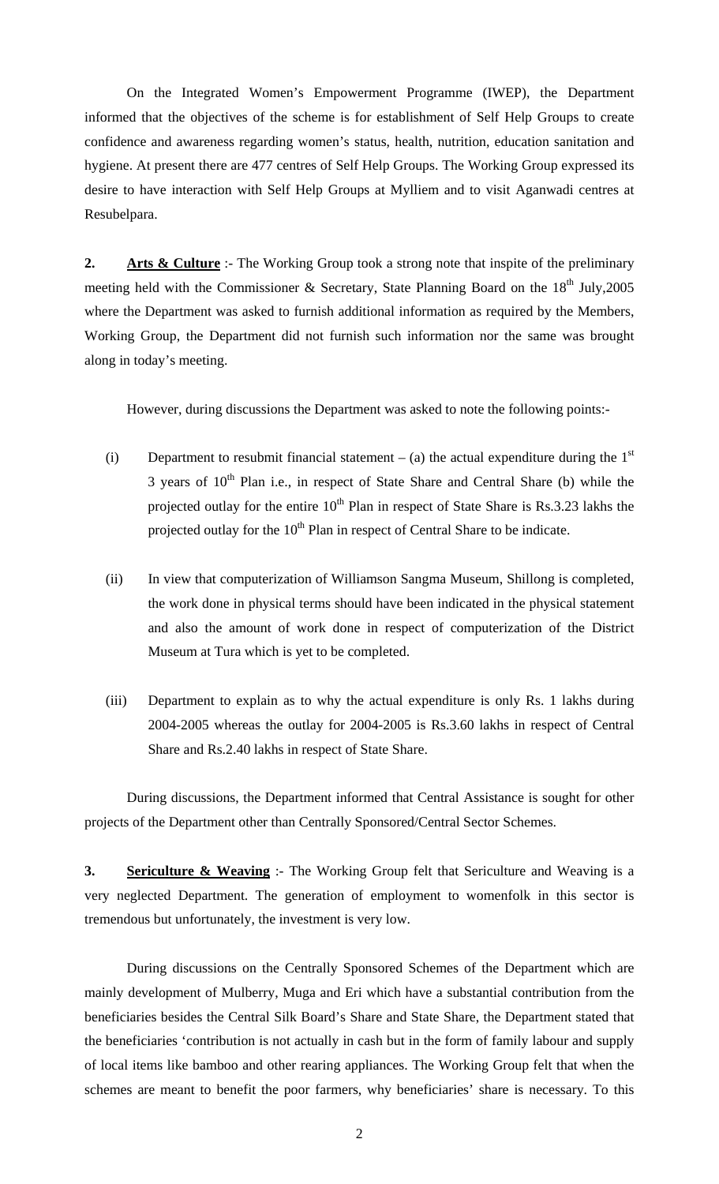On the Integrated Women's Empowerment Programme (IWEP), the Department informed that the objectives of the scheme is for establishment of Self Help Groups to create confidence and awareness regarding women's status, health, nutrition, education sanitation and hygiene. At present there are 477 centres of Self Help Groups. The Working Group expressed its desire to have interaction with Self Help Groups at Mylliem and to visit Aganwadi centres at Resubelpara.

**2. Arts & Culture** :- The Working Group took a strong note that inspite of the preliminary meeting held with the Commissioner & Secretary, State Planning Board on the 18th July,2005 where the Department was asked to furnish additional information as required by the Members, Working Group, the Department did not furnish such information nor the same was brought along in today's meeting.

However, during discussions the Department was asked to note the following points:-

(i) Department to resubmit financial statement – (a) the actual expenditure during the 1st 3 years of 10th Plan i.e., in respect of State Share and Central Share (b) while the projected outlay for the entire 10th Plan in respect of State Share is Rs.3.23 lakhs the projected outlay for the 10th Plan in respect of Central Share to be indicate.

(ii) In view that computerization of Williamson Sangma Museum, Shillong is completed, the work done in physical terms should have been indicated in the physical statement and also the amount of work done in respect of computerization of the District Museum at Tura which is yet to be completed.

(iii) Department to explain as to why the actual expenditure is only Rs. 1 lakhs during 2004-2005 whereas the outlay for 2004-2005 is Rs.3.60 lakhs in respect of Central Share and Rs.2.40 lakhs in respect of State Share.

During discussions, the Department informed that Central Assistance is sought for other projects of the Department other than Centrally Sponsored/Central Sector Schemes.

**3. Sericulture & Weaving** :- The Working Group felt that Sericulture and Weaving is a very neglected Department. The generation of employment to womenfolk in this sector is tremendous but unfortunately, the investment is very low.

During discussions on the Centrally Sponsored Schemes of the Department which are mainly development of Mulberry, Muga and Eri which have a substantial contribution from the beneficiaries besides the Central Silk Board's Share and State Share, the Department stated that the beneficiaries 'contribution is not actually in cash but in the form of family labour and supply of local items like bamboo and other rearing appliances. The Working Group felt that when the schemes are meant to benefit the poor farmers, why beneficiaries' share is necessary. To this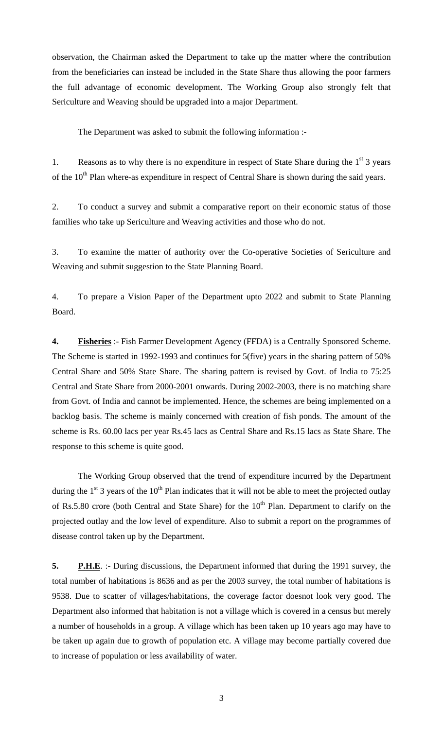observation, the Chairman asked the Department to take up the matter where the contribution from the beneficiaries can instead be included in the State Share thus allowing the poor farmers the full advantage of economic development. The Working Group also strongly felt that Sericulture and Weaving should be upgraded into a major Department.

The Department was asked to submit the following information :-

1. Reasons as to why there is no expenditure in respect of State Share during the 1st 3 years of the 10th Plan where-as expenditure in respect of Central Share is shown during the said years.

2. To conduct a survey and submit a comparative report on their economic status of those families who take up Sericulture and Weaving activities and those who do not.

3. To examine the matter of authority over the Co-operative Societies of Sericulture and Weaving and submit suggestion to the State Planning Board.

4. To prepare a Vision Paper of the Department upto 2022 and submit to State Planning Board.

**4. Fisheries** :- Fish Farmer Development Agency (FFDA) is a Centrally Sponsored Scheme. The Scheme is started in 1992-1993 and continues for 5(five) years in the sharing pattern of 50% Central Share and 50% State Share. The sharing pattern is revised by Govt. of India to 75:25 Central and State Share from 2000-2001 onwards. During 2002-2003, there is no matching share from Govt. of India and cannot be implemented. Hence, the schemes are being implemented on a backlog basis. The scheme is mainly concerned with creation of fish ponds. The amount of the scheme is Rs. 60.00 lacs per year Rs.45 lacs as Central Share and Rs.15 lacs as State Share. The response to this scheme is quite good.

The Working Group observed that the trend of expenditure incurred by the Department during the 1st 3 years of the 10th Plan indicates that it will not be able to meet the projected outlay of Rs.5.80 crore (both Central and State Share) for the 10th Plan. Department to clarify on the projected outlay and the low level of expenditure. Also to submit a report on the programmes of disease control taken up by the Department.

**5. P.H.E**. :- During discussions, the Department informed that during the 1991 survey, the total number of habitations is 8636 and as per the 2003 survey, the total number of habitations is 9538. Due to scatter of villages/habitations, the coverage factor doesnot look very good. The Department also informed that habitation is not a village which is covered in a census but merely a number of households in a group. A village which has been taken up 10 years ago may have to be taken up again due to growth of population etc. A village may become partially covered due to increase of population or less availability of water.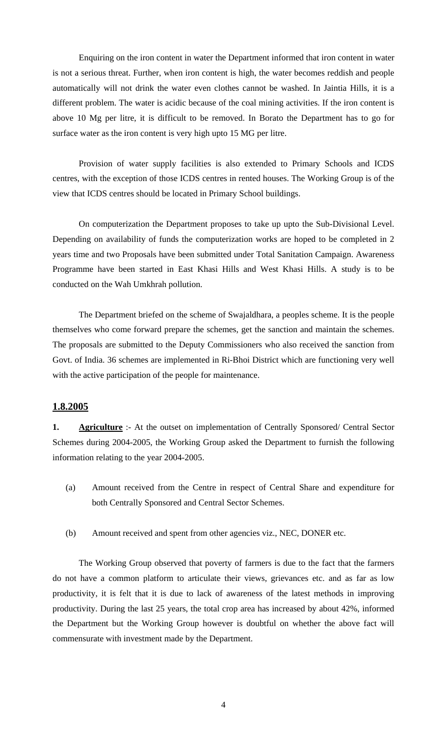Enquiring on the iron content in water the Department informed that iron content in water is not a serious threat. Further, when iron content is high, the water becomes reddish and people automatically will not drink the water even clothes cannot be washed. In Jaintia Hills, it is a different problem. The water is acidic because of the coal mining activities. If the iron content is above 10 Mg per litre, it is difficult to be removed. In Borato the Department has to go for surface water as the iron content is very high upto 15 MG per litre.

Provision of water supply facilities is also extended to Primary Schools and ICDS centres, with the exception of those ICDS centres in rented houses. The Working Group is of the view that ICDS centres should be located in Primary School buildings.

On computerization the Department proposes to take up upto the Sub-Divisional Level. Depending on availability of funds the computerization works are hoped to be completed in 2 years time and two Proposals have been submitted under Total Sanitation Campaign. Awareness Programme have been started in East Khasi Hills and West Khasi Hills. A study is to be conducted on the Wah Umkhrah pollution.

The Department briefed on the scheme of Swajaldhara, a peoples scheme. It is the people themselves who come forward prepare the schemes, get the sanction and maintain the schemes. The proposals are submitted to the Deputy Commissioners who also received the sanction from Govt. of India. 36 schemes are implemented in Ri-Bhoi District which are functioning very well with the active participation of the people for maintenance.

**1.8.2005**

**1. Agriculture** :- At the outset on implementation of Centrally Sponsored/ Central Sector Schemes during 2004-2005, the Working Group asked the Department to furnish the following information relating to the year 2004-2005.

(a) Amount received from the Centre in respect of Central Share and expenditure for both Centrally Sponsored and Central Sector Schemes.

(b) Amount received and spent from other agencies viz., NEC, DONER etc.

The Working Group observed that poverty of farmers is due to the fact that the farmers do not have a common platform to articulate their views, grievances etc. and as far as low productivity, it is felt that it is due to lack of awareness of the latest methods in improving productivity. During the last 25 years, the total crop area has increased by about 42%, informed the Department but the Working Group however is doubtful on whether the above fact will commensurate with investment made by the Department.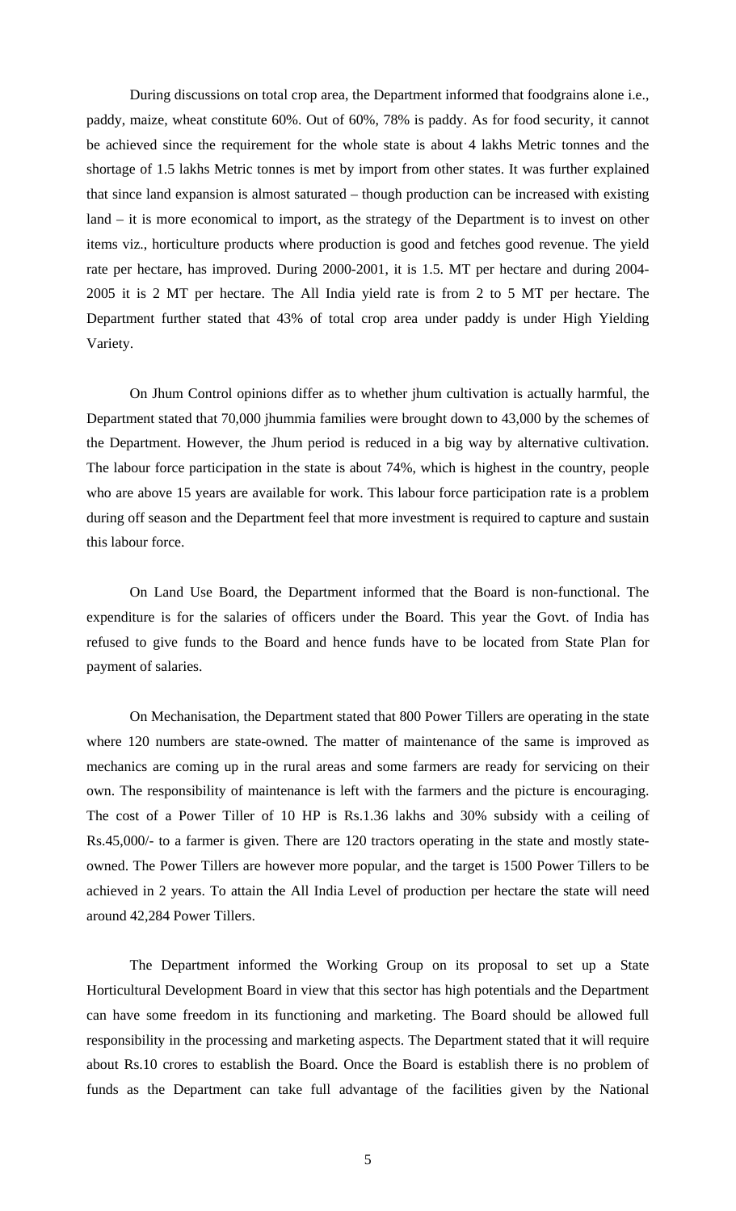During discussions on total crop area, the Department informed that foodgrains alone i.e., paddy, maize, wheat constitute 60%. Out of 60%, 78% is paddy. As for food security, it cannot be achieved since the requirement for the whole state is about 4 lakhs Metric tonnes and the shortage of 1.5 lakhs Metric tonnes is met by import from other states. It was further explained that since land expansion is almost saturated – though production can be increased with existing land – it is more economical to import, as the strategy of the Department is to invest on other items viz., horticulture products where production is good and fetches good revenue. The yield rate per hectare, has improved. During 2000-2001, it is 1.5. MT per hectare and during 2004-2005 it is 2 MT per hectare. The All India yield rate is from 2 to 5 MT per hectare. The Department further stated that 43% of total crop area under paddy is under High Yielding Variety.

On Jhum Control opinions differ as to whether jhum cultivation is actually harmful, the Department stated that 70,000 jhummia families were brought down to 43,000 by the schemes of the Department. However, the Jhum period is reduced in a big way by alternative cultivation. The labour force participation in the state is about 74%, which is highest in the country, people who are above 15 years are available for work. This labour force participation rate is a problem during off season and the Department feel that more investment is required to capture and sustain this labour force.

On Land Use Board, the Department informed that the Board is non-functional. The expenditure is for the salaries of officers under the Board. This year the Govt. of India has refused to give funds to the Board and hence funds have to be located from State Plan for payment of salaries.

On Mechanisation, the Department stated that 800 Power Tillers are operating in the state where 120 numbers are state-owned. The matter of maintenance of the same is improved as mechanics are coming up in the rural areas and some farmers are ready for servicing on their own. The responsibility of maintenance is left with the farmers and the picture is encouraging. The cost of a Power Tiller of 10 HP is Rs.1.36 lakhs and 30% subsidy with a ceiling of Rs.45,000/- to a farmer is given. There are 120 tractors operating in the state and mostly state-owned. The Power Tillers are however more popular, and the target is 1500 Power Tillers to be achieved in 2 years. To attain the All India Level of production per hectare the state will need around 42,284 Power Tillers.

The Department informed the Working Group on its proposal to set up a State Horticultural Development Board in view that this sector has high potentials and the Department can have some freedom in its functioning and marketing. The Board should be allowed full responsibility in the processing and marketing aspects. The Department stated that it will require about Rs.10 crores to establish the Board. Once the Board is establish there is no problem of funds as the Department can take full advantage of the facilities given by the National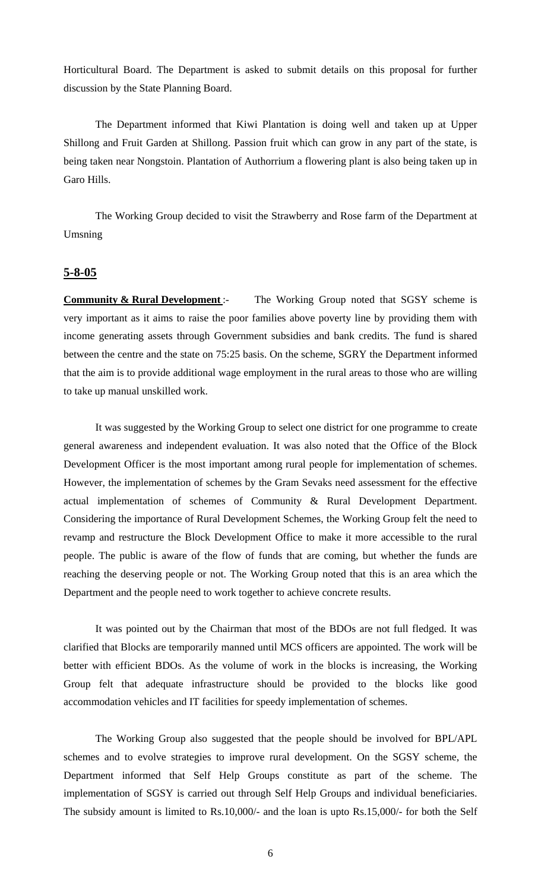Horticultural Board. The Department is asked to submit details on this proposal for further discussion by the State Planning Board.

The Department informed that Kiwi Plantation is doing well and taken up at Upper Shillong and Fruit Garden at Shillong. Passion fruit which can grow in any part of the state, is being taken near Nongstoin. Plantation of Authorrium a flowering plant is also being taken up in Garo Hills.

The Working Group decided to visit the Strawberry and Rose farm of the Department at Umsning

## 5-8-05

**Community & Rural Development** :- The Working Group noted that SGSY scheme is very important as it aims to raise the poor families above poverty line by providing them with income generating assets through Government subsidies and bank credits. The fund is shared between the centre and the state on 75:25 basis. On the scheme, SGRY the Department informed that the aim is to provide additional wage employment in the rural areas to those who are willing to take up manual unskilled work.

It was suggested by the Working Group to select one district for one programme to create general awareness and independent evaluation. It was also noted that the Office of the Block Development Officer is the most important among rural people for implementation of schemes. However, the implementation of schemes by the Gram Sevaks need assessment for the effective actual implementation of schemes of Community & Rural Development Department. Considering the importance of Rural Development Schemes, the Working Group felt the need to revamp and restructure the Block Development Office to make it more accessible to the rural people. The public is aware of the flow of funds that are coming, but whether the funds are reaching the deserving people or not. The Working Group noted that this is an area which the Department and the people need to work together to achieve concrete results.

It was pointed out by the Chairman that most of the BDOs are not full fledged. It was clarified that Blocks are temporarily manned until MCS officers are appointed. The work will be better with efficient BDOs. As the volume of work in the blocks is increasing, the Working Group felt that adequate infrastructure should be provided to the blocks like good accommodation vehicles and IT facilities for speedy implementation of schemes.

The Working Group also suggested that the people should be involved for BPL/APL schemes and to evolve strategies to improve rural development. On the SGSY scheme, the Department informed that Self Help Groups constitute as part of the scheme. The implementation of SGSY is carried out through Self Help Groups and individual beneficiaries. The subsidy amount is limited to Rs.10,000/- and the loan is upto Rs.15,000/- for both the Self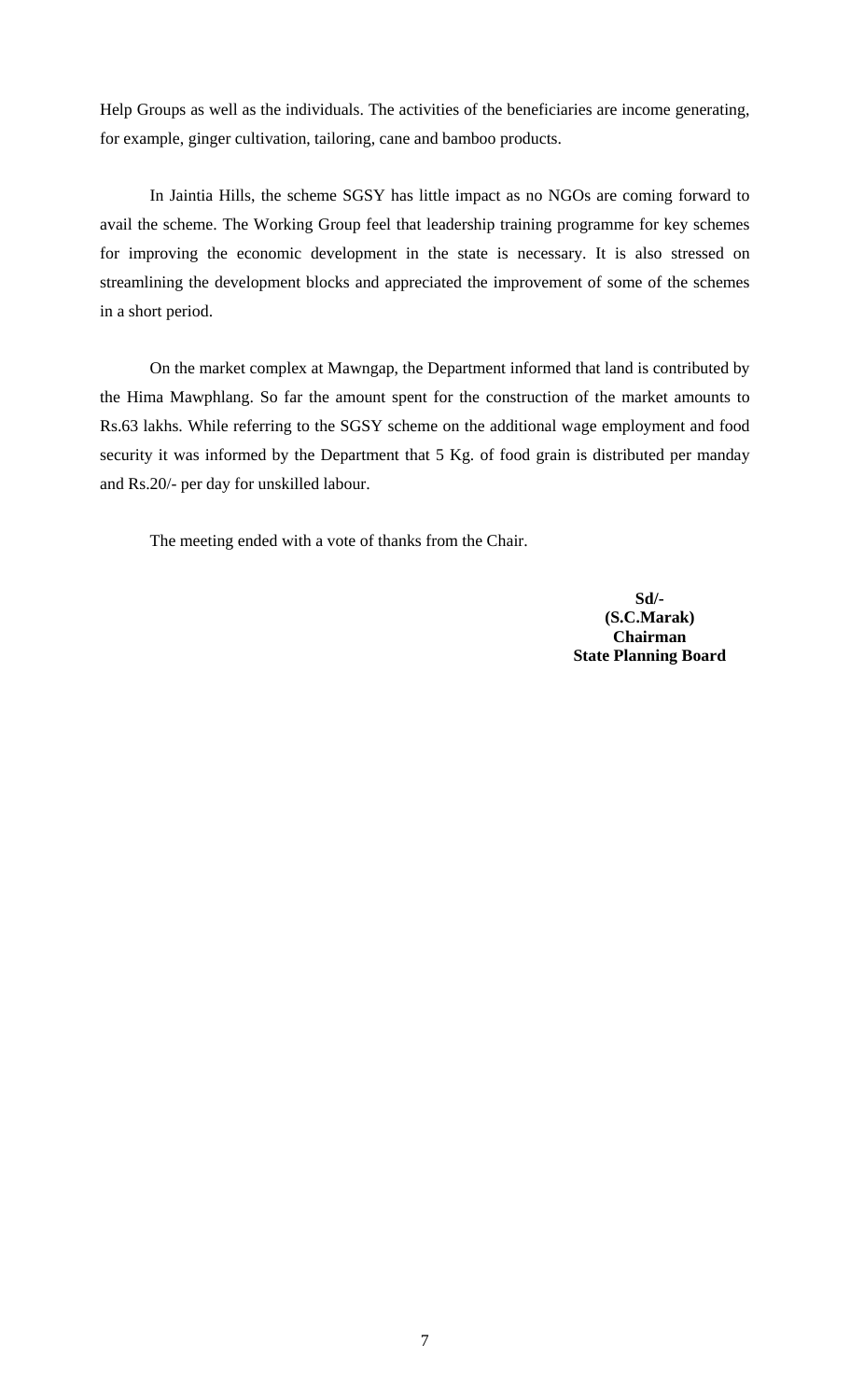Help Groups as well as the individuals. The activities of the beneficiaries are income generating, for example, ginger cultivation, tailoring, cane and bamboo products.

In Jaintia Hills, the scheme SGSY has little impact as no NGOs are coming forward to avail the scheme. The Working Group feel that leadership training programme for key schemes for improving the economic development in the state is necessary. It is also stressed on streamlining the development blocks and appreciated the improvement of some of the schemes in a short period.

On the market complex at Mawngap, the Department informed that land is contributed by the Hima Mawphlang. So far the amount spent for the construction of the market amounts to Rs.63 lakhs. While referring to the SGSY scheme on the additional wage employment and food security it was informed by the Department that 5 Kg. of food grain is distributed per manday and Rs.20/- per day for unskilled labour.

The meeting ended with a vote of thanks from the Chair.

**Sd/-**
**(S.C.Marak)**
**Chairman**
**State Planning Board**